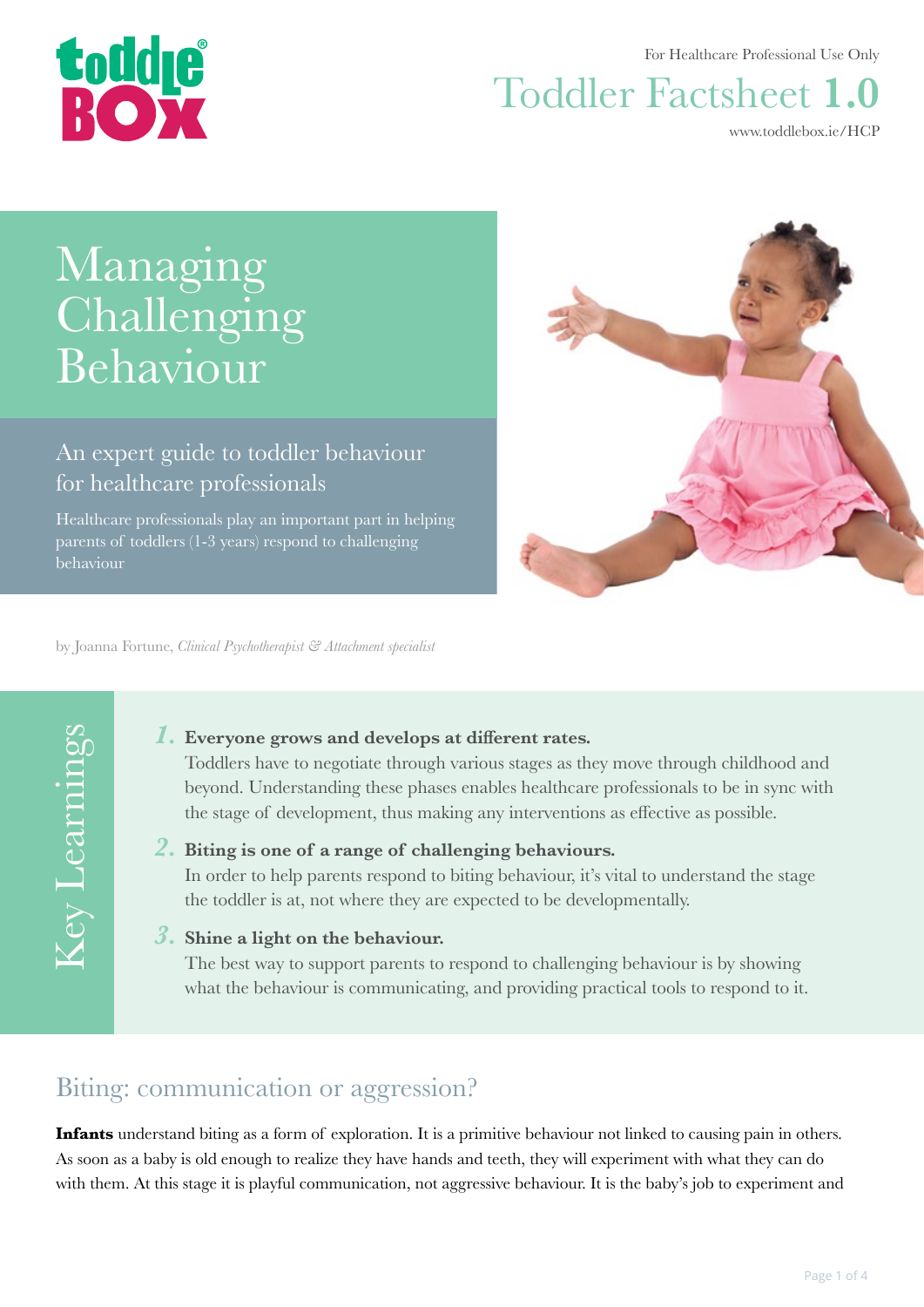For Healthcare Professional Use Only

# Toddler Factsheet **1.0**

www.toddlebox.ie/HCP

# Managing Challenging Behaviour

## An expert guide to toddler behaviour for healthcare professionals

Healthcare professionals play an important part in helping parents of toddlers (1-3 years) respond to challenging behaviour

by Joanna Fortune, *Clinical Psychotherapist & Attachment specialist*

## Key Learnings

1. **Everyone grows and develops at different rates.**
   Toddlers have to negotiate through various stages as they move through childhood and beyond. Understanding these phases enables healthcare professionals to be in sync with the stage of development, thus making any interventions as effective as possible.

2. **Biting is one of a range of challenging behaviours.**
   In order to help parents respond to biting behaviour, it's vital to understand the stage the toddler is at, not where they are expected to be developmentally.

3. **Shine a light on the behaviour.**
   The best way to support parents to respond to challenging behaviour is by showing what the behaviour is communicating, and providing practical tools to respond to it.

## Biting: communication or aggression?

**Infants** understand biting as a form of exploration. It is a primitive behaviour not linked to causing pain in others. As soon as a baby is old enough to realize they have hands and teeth, they will experiment with what they can do with them. At this stage it is playful communication, not aggressive behaviour. It is the baby's job to experiment and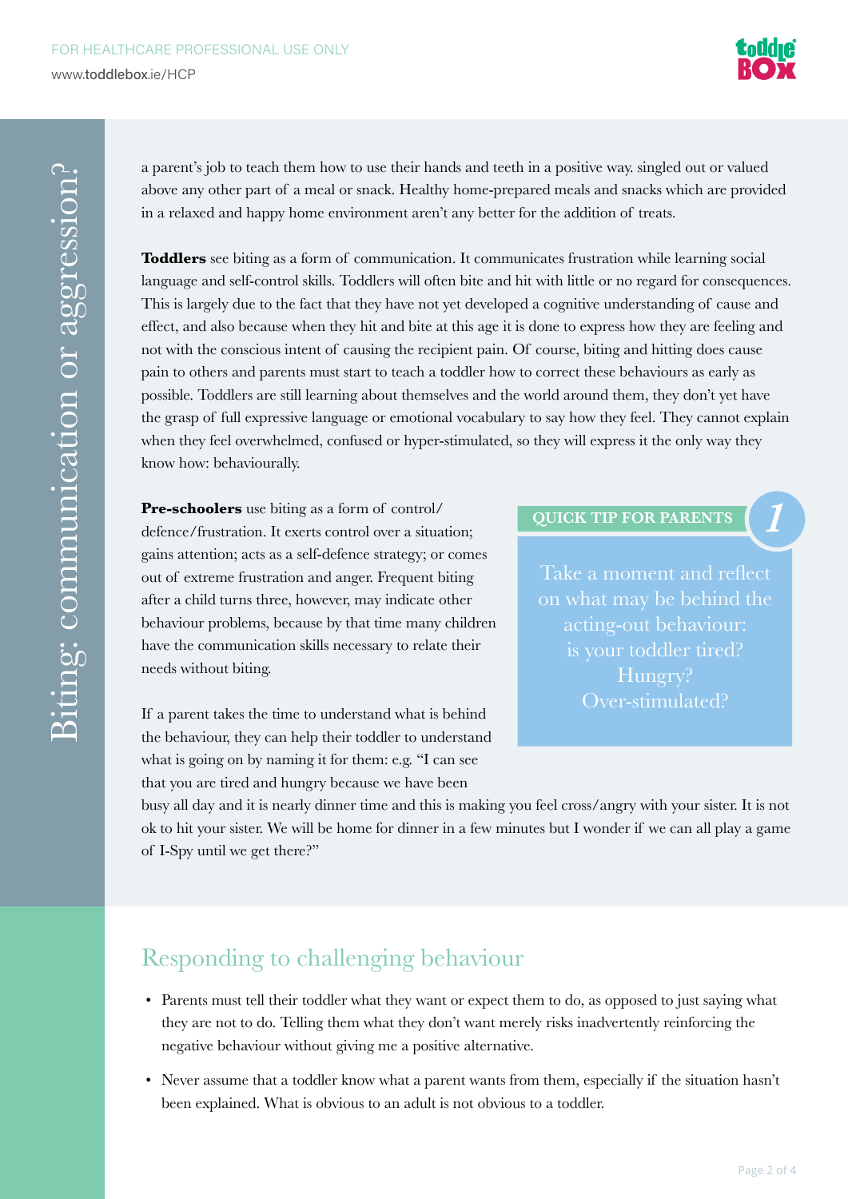# Biting: communication or aggression?

a parent's job to teach them how to use their hands and teeth in a positive way. singled out or valued above any other part of a meal or snack. Healthy home-prepared meals and snacks which are provided in a relaxed and happy home environment aren't any better for the addition of treats.

**Toddlers** see biting as a form of communication. It communicates frustration while learning social language and self-control skills. Toddlers will often bite and hit with little or no regard for consequences. This is largely due to the fact that they have not yet developed a cognitive understanding of cause and effect, and also because when they hit and bite at this age it is done to express how they are feeling and not with the conscious intent of causing the recipient pain. Of course, biting and hitting does cause pain to others and parents must start to teach a toddler how to correct these behaviours as early as possible. Toddlers are still learning about themselves and the world around them, they don't yet have the grasp of full expressive language or emotional vocabulary to say how they feel. They cannot explain when they feel overwhelmed, confused or hyper-stimulated, so they will express it the only way they know how: behaviourally.

**Pre-schoolers** use biting as a form of control/defence/frustration. It exerts control over a situation; gains attention; acts as a self-defence strategy; or comes out of extreme frustration and anger. Frequent biting after a child turns three, however, may indicate other behaviour problems, because by that time many children have the communication skills necessary to relate their needs without biting.

If a parent takes the time to understand what is behind the behaviour, they can help their toddler to understand what is going on by naming it for them: e.g. "I can see that you are tired and hungry because we have been busy all day and it is nearly dinner time and this is making you feel cross/angry with your sister. It is not ok to hit your sister. We will be home for dinner in a few minutes but I wonder if we can all play a game of I-Spy until we get there?"

**QUICK TIP FOR PARENTS** *1*

Take a moment and reflect on what may be behind the acting-out behaviour: is your toddler tired? Hungry? Over-stimulated?

## Responding to challenging behaviour

- Parents must tell their toddler what they want or expect them to do, as opposed to just saying what they are not to do. Telling them what they don't want merely risks inadvertently reinforcing the negative behaviour without giving me a positive alternative.
- Never assume that a toddler know what a parent wants from them, especially if the situation hasn't been explained. What is obvious to an adult is not obvious to a toddler.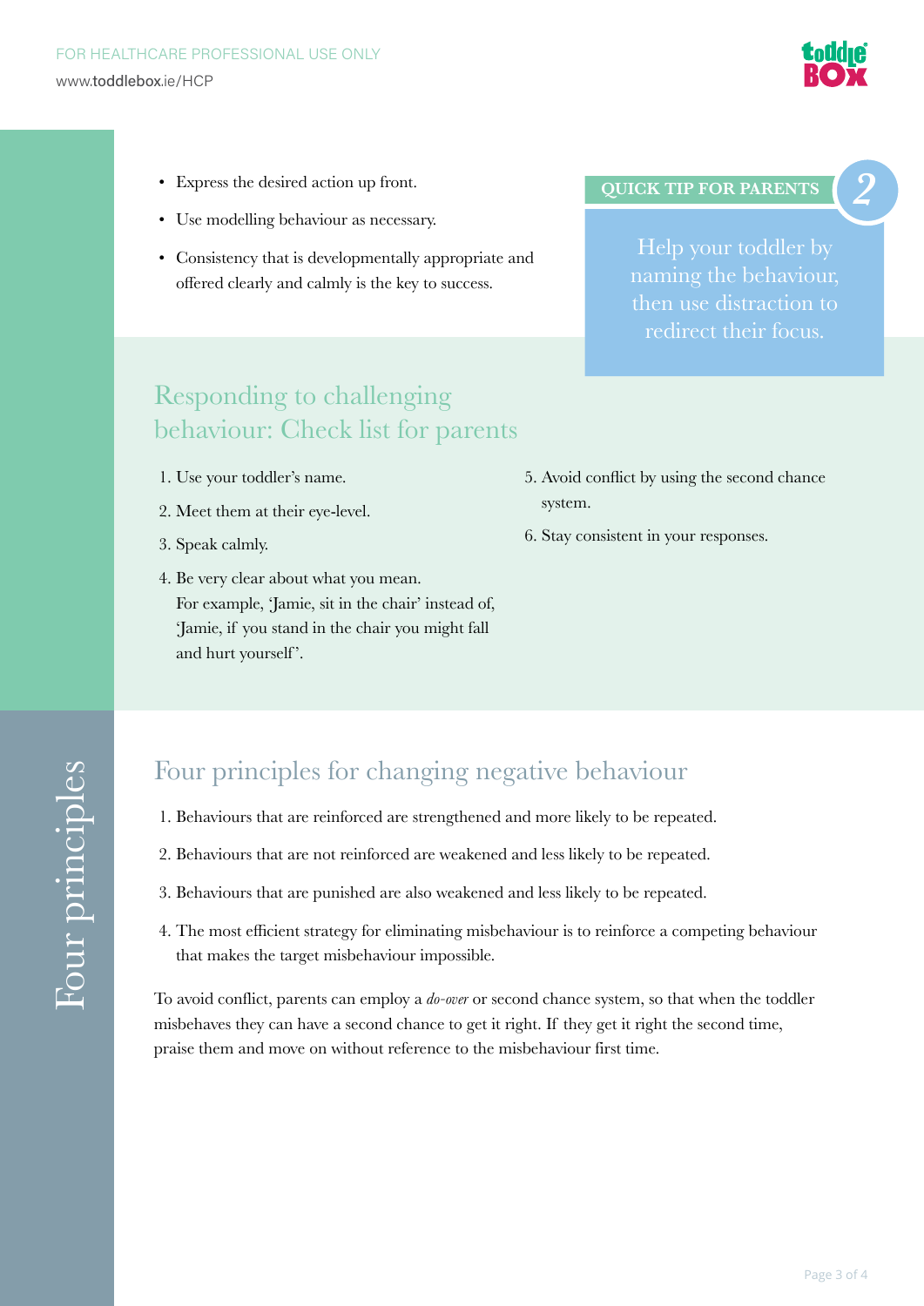- Express the desired action up front.
- Use modelling behaviour as necessary.
- Consistency that is developmentally appropriate and offered clearly and calmly is the key to success.

**QUICK TIP FOR PARENTS 2**

Help your toddler by naming the behaviour, then use distraction to redirect their focus.

## Responding to challenging behaviour: Check list for parents

1. Use your toddler's name.
2. Meet them at their eye-level.
3. Speak calmly.
4. Be very clear about what you mean. For example, 'Jamie, sit in the chair' instead of, 'Jamie, if you stand in the chair you might fall and hurt yourself'.
5. Avoid conflict by using the second chance system.
6. Stay consistent in your responses.

## Four principles for changing negative behaviour

1. Behaviours that are reinforced are strengthened and more likely to be repeated.
2. Behaviours that are not reinforced are weakened and less likely to be repeated.
3. Behaviours that are punished are also weakened and less likely to be repeated.
4. The most efficient strategy for eliminating misbehaviour is to reinforce a competing behaviour that makes the target misbehaviour impossible.

To avoid conflict, parents can employ a *do-over* or second chance system, so that when the toddler misbehaves they can have a second chance to get it right. If they get it right the second time, praise them and move on without reference to the misbehaviour first time.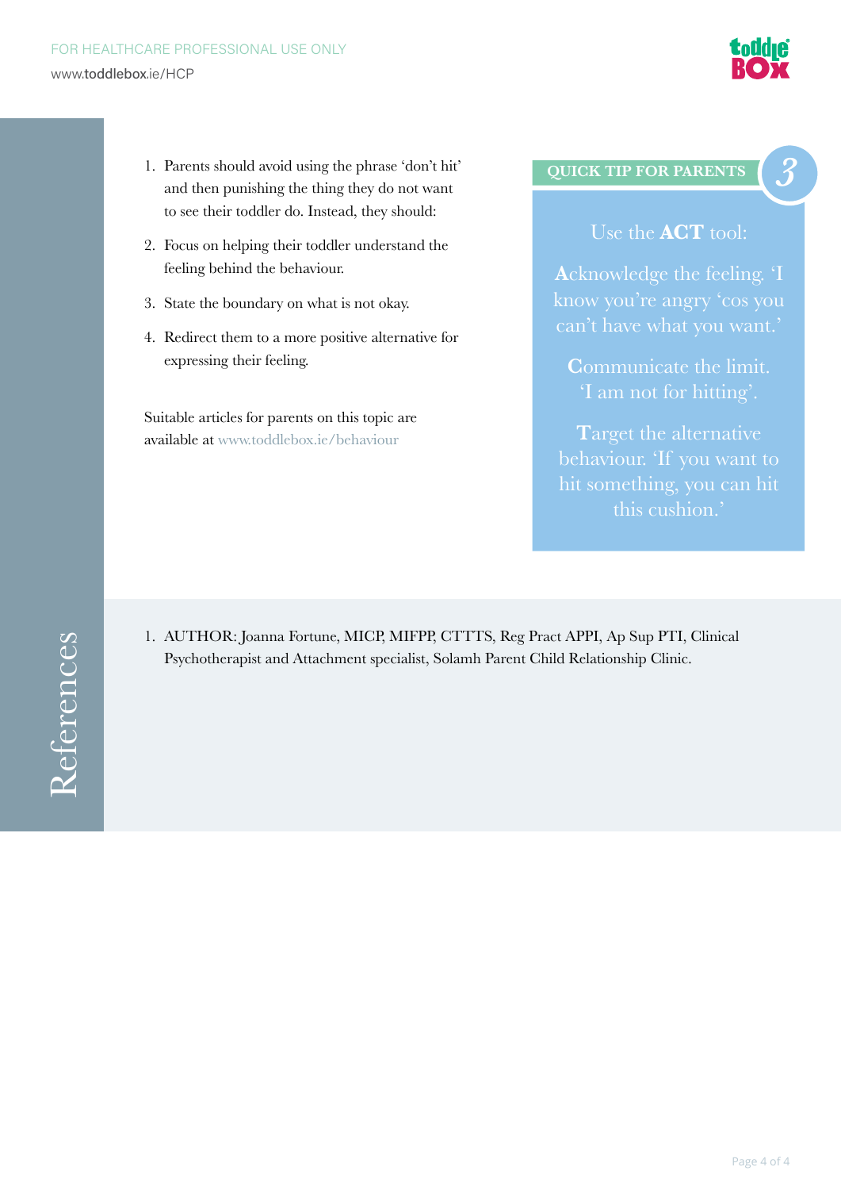1. Parents should avoid using the phrase 'don't hit' and then punishing the thing they do not want to see their toddler do. Instead, they should:
2. Focus on helping their toddler understand the feeling behind the behaviour.
3. State the boundary on what is not okay.
4. Redirect them to a more positive alternative for expressing their feeling.

Suitable articles for parents on this topic are available at www.toddlebox.ie/behaviour

**QUICK TIP FOR PARENTS** 3

Use the **ACT** tool:

**A**cknowledge the feeling. 'I know you're angry 'cos you can't have what you want.'

**C**ommunicate the limit. 'I am not for hitting'.

**T**arget the alternative behaviour. 'If you want to hit something, you can hit this cushion.'

## References

1. AUTHOR: Joanna Fortune, MICP, MIFPP, CTTTS, Reg Pract APPI, Ap Sup PTI, Clinical Psychotherapist and Attachment specialist, Solamh Parent Child Relationship Clinic.